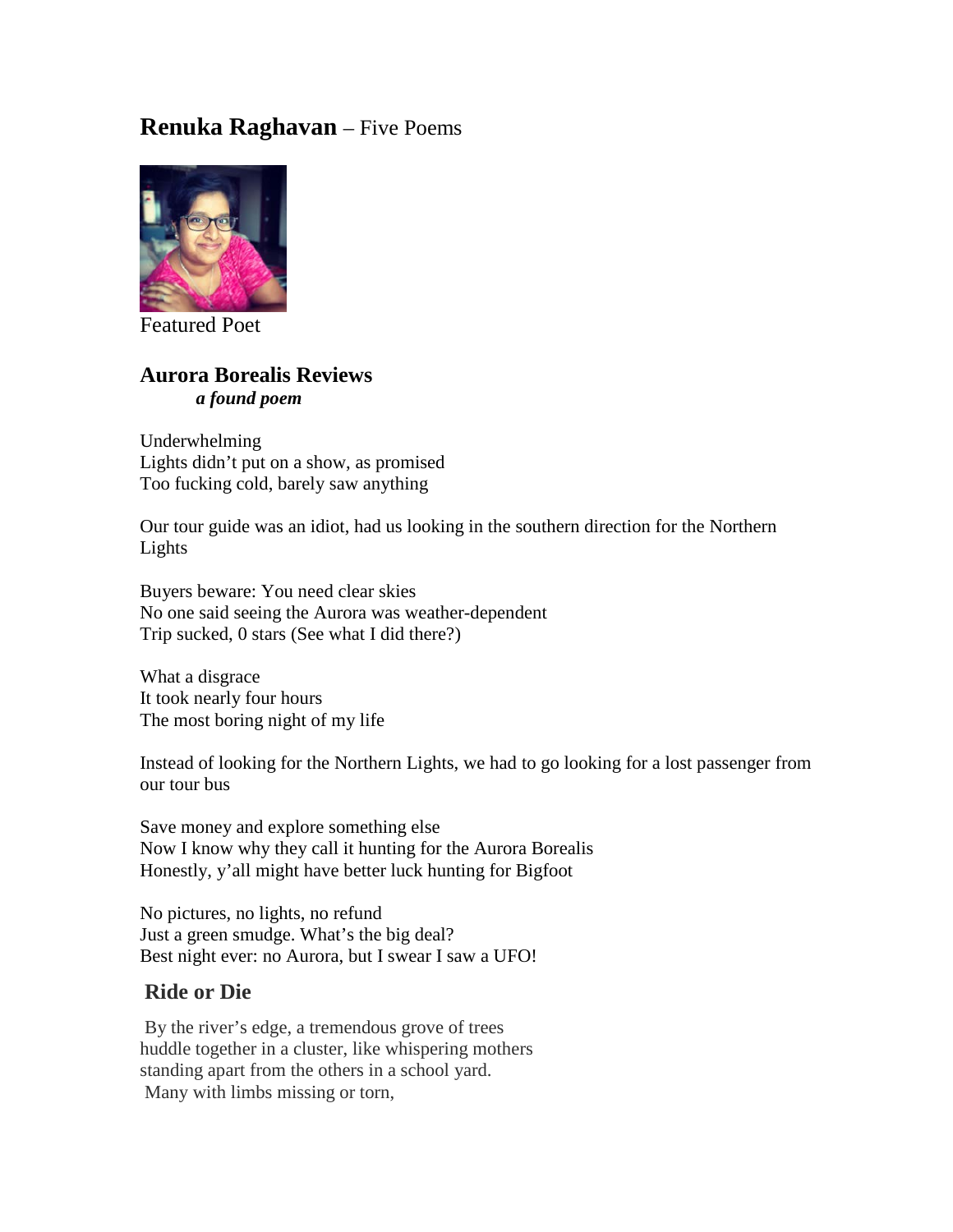## **Renuka Raghavan** – Five Poems

Featured Poet

### Aurora Borealis Reviews

***a found poem***

Underwhelming
Lights didn't put on a show, as promised
Too fucking cold, barely saw anything

Our tour guide was an idiot, had us looking in the southern direction for the Northern Lights

Buyers beware: You need clear skies
No one said seeing the Aurora was weather-dependent
Trip sucked, 0 stars (See what I did there?)

What a disgrace
It took nearly four hours
The most boring night of my life

Instead of looking for the Northern Lights, we had to go looking for a lost passenger from our tour bus

Save money and explore something else
Now I know why they call it hunting for the Aurora Borealis
Honestly, y'all might have better luck hunting for Bigfoot

No pictures, no lights, no refund
Just a green smudge. What's the big deal?
Best night ever: no Aurora, but I swear I saw a UFO!

### Ride or Die

By the river's edge, a tremendous grove of trees
huddle together in a cluster, like whispering mothers
standing apart from the others in a school yard.
Many with limbs missing or torn,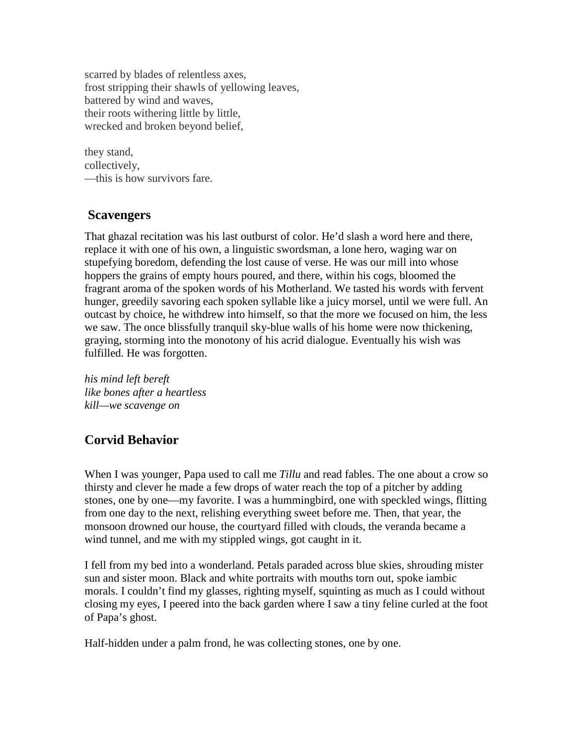scarred by blades of relentless axes,
frost stripping their shawls of yellowing leaves,
battered by wind and waves,
their roots withering little by little,
wrecked and broken beyond belief,

they stand,
collectively,
—this is how survivors fare.

## Scavengers

That ghazal recitation was his last outburst of color. He'd slash a word here and there, replace it with one of his own, a linguistic swordsman, a lone hero, waging war on stupefying boredom, defending the lost cause of verse. He was our mill into whose hoppers the grains of empty hours poured, and there, within his cogs, bloomed the fragrant aroma of the spoken words of his Motherland. We tasted his words with fervent hunger, greedily savoring each spoken syllable like a juicy morsel, until we were full. An outcast by choice, he withdrew into himself, so that the more we focused on him, the less we saw. The once blissfully tranquil sky-blue walls of his home were now thickening, graying, storming into the monotony of his acrid dialogue. Eventually his wish was fulfilled. He was forgotten.

*his mind left bereft*
*like bones after a heartless*
*kill—we scavenge on*

## Corvid Behavior

When I was younger, Papa used to call me *Tillu* and read fables. The one about a crow so thirsty and clever he made a few drops of water reach the top of a pitcher by adding stones, one by one—my favorite. I was a hummingbird, one with speckled wings, flitting from one day to the next, relishing everything sweet before me. Then, that year, the monsoon drowned our house, the courtyard filled with clouds, the veranda became a wind tunnel, and me with my stippled wings, got caught in it.

I fell from my bed into a wonderland. Petals paraded across blue skies, shrouding mister sun and sister moon. Black and white portraits with mouths torn out, spoke iambic morals. I couldn't find my glasses, righting myself, squinting as much as I could without closing my eyes, I peered into the back garden where I saw a tiny feline curled at the foot of Papa's ghost.

Half-hidden under a palm frond, he was collecting stones, one by one.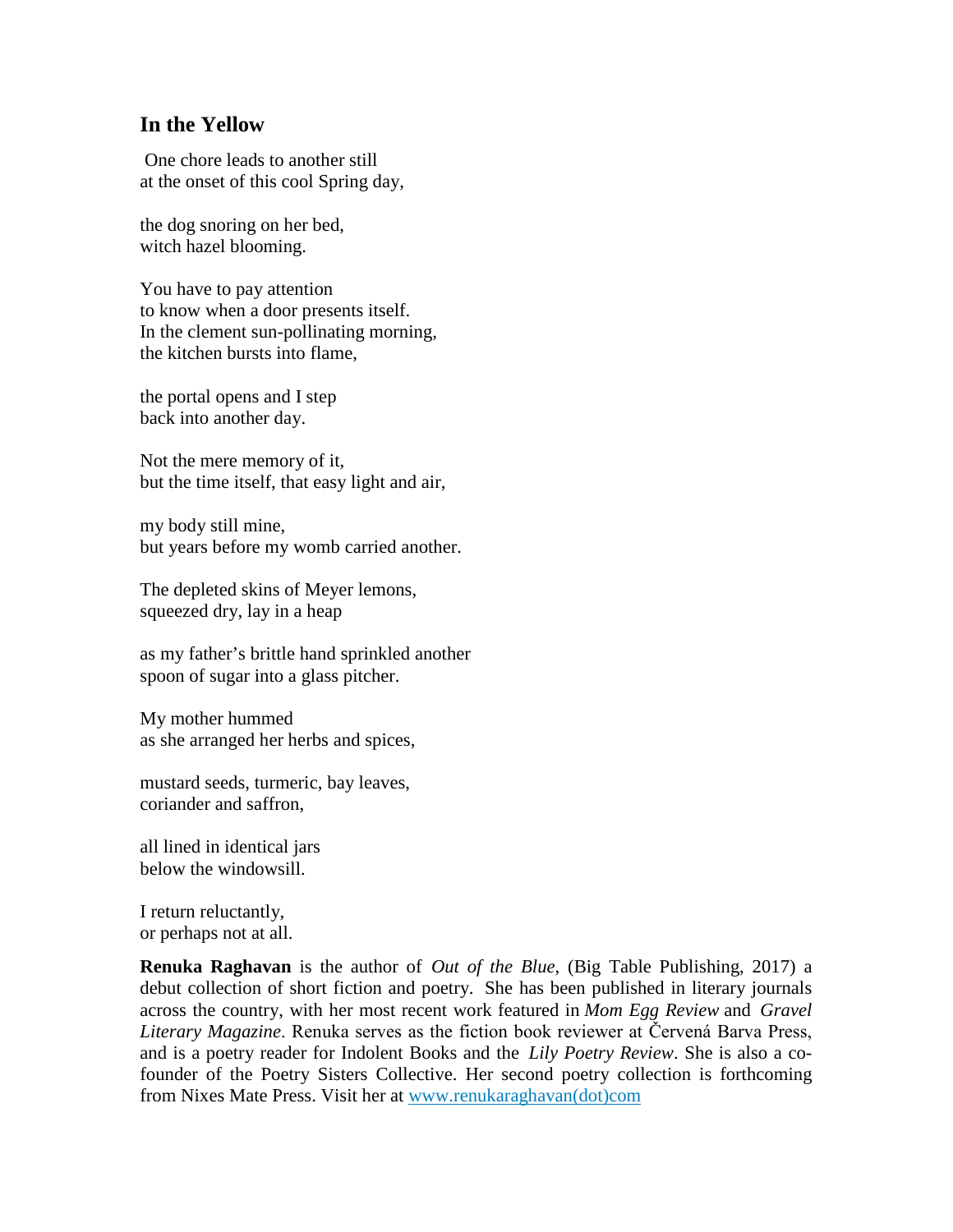## In the Yellow

One chore leads to another still
at the onset of this cool Spring day,

the dog snoring on her bed,
witch hazel blooming.

You have to pay attention
to know when a door presents itself.
In the clement sun-pollinating morning,
the kitchen bursts into flame,

the portal opens and I step
back into another day.

Not the mere memory of it,
but the time itself, that easy light and air,

my body still mine,
but years before my womb carried another.

The depleted skins of Meyer lemons,
squeezed dry, lay in a heap

as my father's brittle hand sprinkled another
spoon of sugar into a glass pitcher.

My mother hummed
as she arranged her herbs and spices,

mustard seeds, turmeric, bay leaves,
coriander and saffron,

all lined in identical jars
below the windowsill.

I return reluctantly,
or perhaps not at all.

**Renuka Raghavan** is the author of *Out of the Blue*, (Big Table Publishing, 2017) a debut collection of short fiction and poetry. She has been published in literary journals across the country, with her most recent work featured in *Mom Egg Review* and *Gravel Literary Magazine*. Renuka serves as the fiction book reviewer at Červená Barva Press, and is a poetry reader for Indolent Books and the *Lily Poetry Review*. She is also a co-founder of the Poetry Sisters Collective. Her second poetry collection is forthcoming from Nixes Mate Press. Visit her at www.renukaraghavan(dot)com